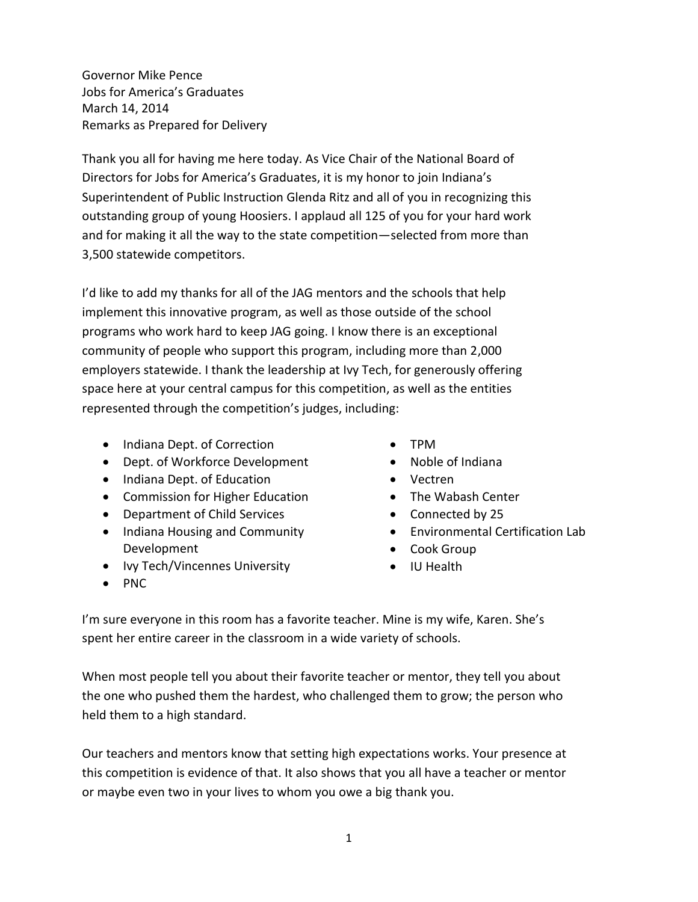Governor Mike Pence
Jobs for America's Graduates
March 14, 2014
Remarks as Prepared for Delivery

Thank you all for having me here today. As Vice Chair of the National Board of Directors for Jobs for America's Graduates, it is my honor to join Indiana's Superintendent of Public Instruction Glenda Ritz and all of you in recognizing this outstanding group of young Hoosiers. I applaud all 125 of you for your hard work and for making it all the way to the state competition—selected from more than 3,500 statewide competitors.

I'd like to add my thanks for all of the JAG mentors and the schools that help implement this innovative program, as well as those outside of the school programs who work hard to keep JAG going. I know there is an exceptional community of people who support this program, including more than 2,000 employers statewide. I thank the leadership at Ivy Tech, for generously offering space here at your central campus for this competition, as well as the entities represented through the competition's judges, including:

- Indiana Dept. of Correction
- Dept. of Workforce Development
- Indiana Dept. of Education
- Commission for Higher Education
- Department of Child Services
- Indiana Housing and Community Development
- Ivy Tech/Vincennes University
- PNC
- TPM
- Noble of Indiana
- Vectren
- The Wabash Center
- Connected by 25
- Environmental Certification Lab
- Cook Group
- IU Health

I'm sure everyone in this room has a favorite teacher. Mine is my wife, Karen. She's spent her entire career in the classroom in a wide variety of schools.

When most people tell you about their favorite teacher or mentor, they tell you about the one who pushed them the hardest, who challenged them to grow; the person who held them to a high standard.

Our teachers and mentors know that setting high expectations works. Your presence at this competition is evidence of that. It also shows that you all have a teacher or mentor or maybe even two in your lives to whom you owe a big thank you.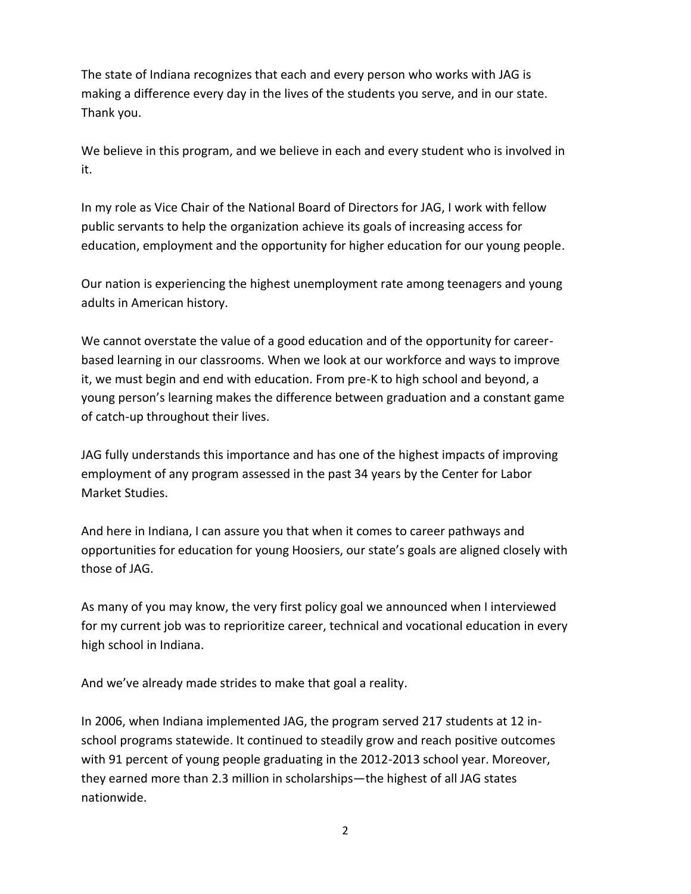The state of Indiana recognizes that each and every person who works with JAG is making a difference every day in the lives of the students you serve, and in our state. Thank you.

We believe in this program, and we believe in each and every student who is involved in it.

In my role as Vice Chair of the National Board of Directors for JAG, I work with fellow public servants to help the organization achieve its goals of increasing access for education, employment and the opportunity for higher education for our young people.

Our nation is experiencing the highest unemployment rate among teenagers and young adults in American history.

We cannot overstate the value of a good education and of the opportunity for career-based learning in our classrooms. When we look at our workforce and ways to improve it, we must begin and end with education. From pre-K to high school and beyond, a young person's learning makes the difference between graduation and a constant game of catch-up throughout their lives.

JAG fully understands this importance and has one of the highest impacts of improving employment of any program assessed in the past 34 years by the Center for Labor Market Studies.

And here in Indiana, I can assure you that when it comes to career pathways and opportunities for education for young Hoosiers, our state's goals are aligned closely with those of JAG.

As many of you may know, the very first policy goal we announced when I interviewed for my current job was to reprioritize career, technical and vocational education in every high school in Indiana.

And we've already made strides to make that goal a reality.

In 2006, when Indiana implemented JAG, the program served 217 students at 12 in-school programs statewide. It continued to steadily grow and reach positive outcomes with 91 percent of young people graduating in the 2012-2013 school year. Moreover, they earned more than 2.3 million in scholarships—the highest of all JAG states nationwide.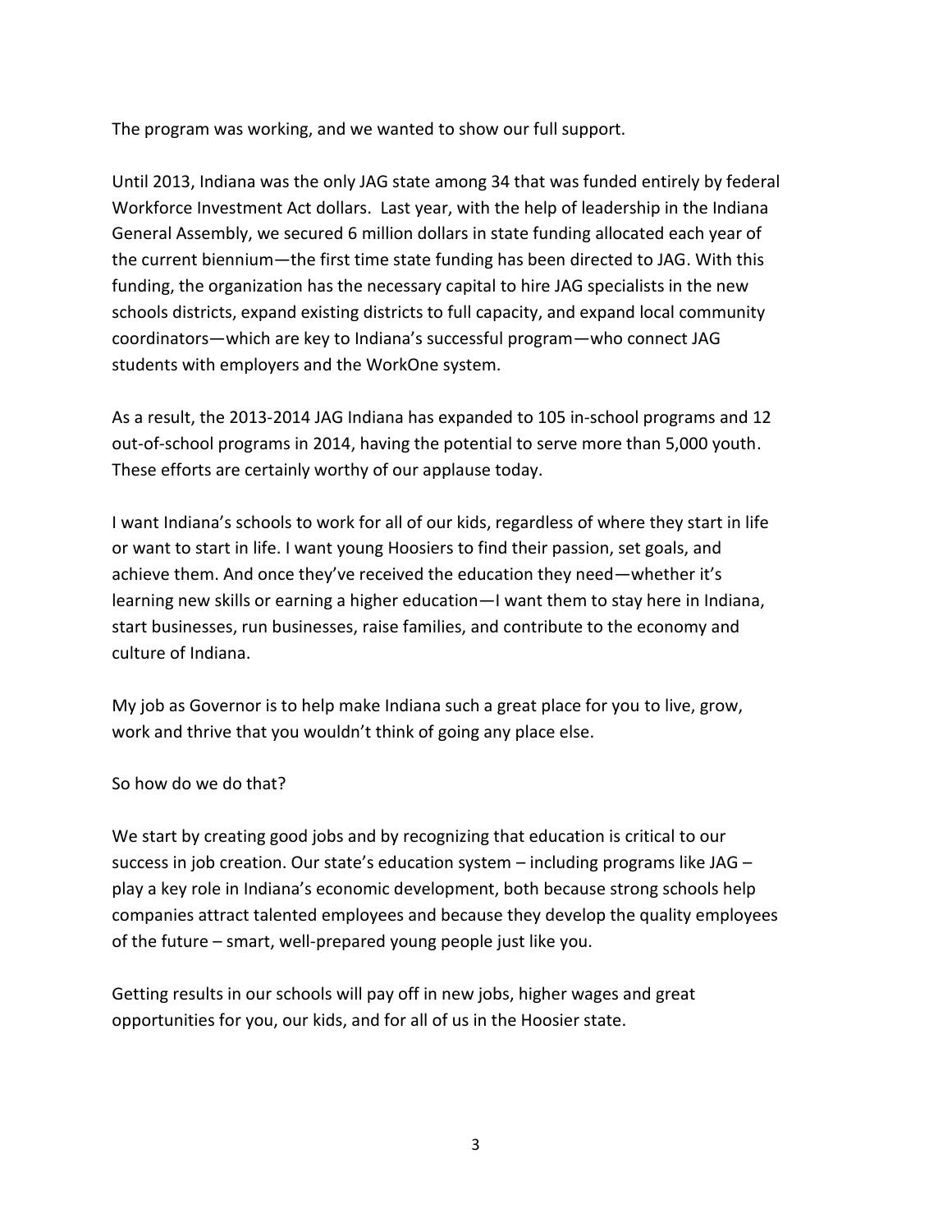The program was working, and we wanted to show our full support.

Until 2013, Indiana was the only JAG state among 34 that was funded entirely by federal Workforce Investment Act dollars. Last year, with the help of leadership in the Indiana General Assembly, we secured 6 million dollars in state funding allocated each year of the current biennium—the first time state funding has been directed to JAG. With this funding, the organization has the necessary capital to hire JAG specialists in the new schools districts, expand existing districts to full capacity, and expand local community coordinators—which are key to Indiana's successful program—who connect JAG students with employers and the WorkOne system.

As a result, the 2013-2014 JAG Indiana has expanded to 105 in-school programs and 12 out-of-school programs in 2014, having the potential to serve more than 5,000 youth. These efforts are certainly worthy of our applause today.

I want Indiana's schools to work for all of our kids, regardless of where they start in life or want to start in life. I want young Hoosiers to find their passion, set goals, and achieve them. And once they've received the education they need—whether it's learning new skills or earning a higher education—I want them to stay here in Indiana, start businesses, run businesses, raise families, and contribute to the economy and culture of Indiana.

My job as Governor is to help make Indiana such a great place for you to live, grow, work and thrive that you wouldn't think of going any place else.

So how do we do that?

We start by creating good jobs and by recognizing that education is critical to our success in job creation. Our state's education system – including programs like JAG – play a key role in Indiana's economic development, both because strong schools help companies attract talented employees and because they develop the quality employees of the future – smart, well-prepared young people just like you.

Getting results in our schools will pay off in new jobs, higher wages and great opportunities for you, our kids, and for all of us in the Hoosier state.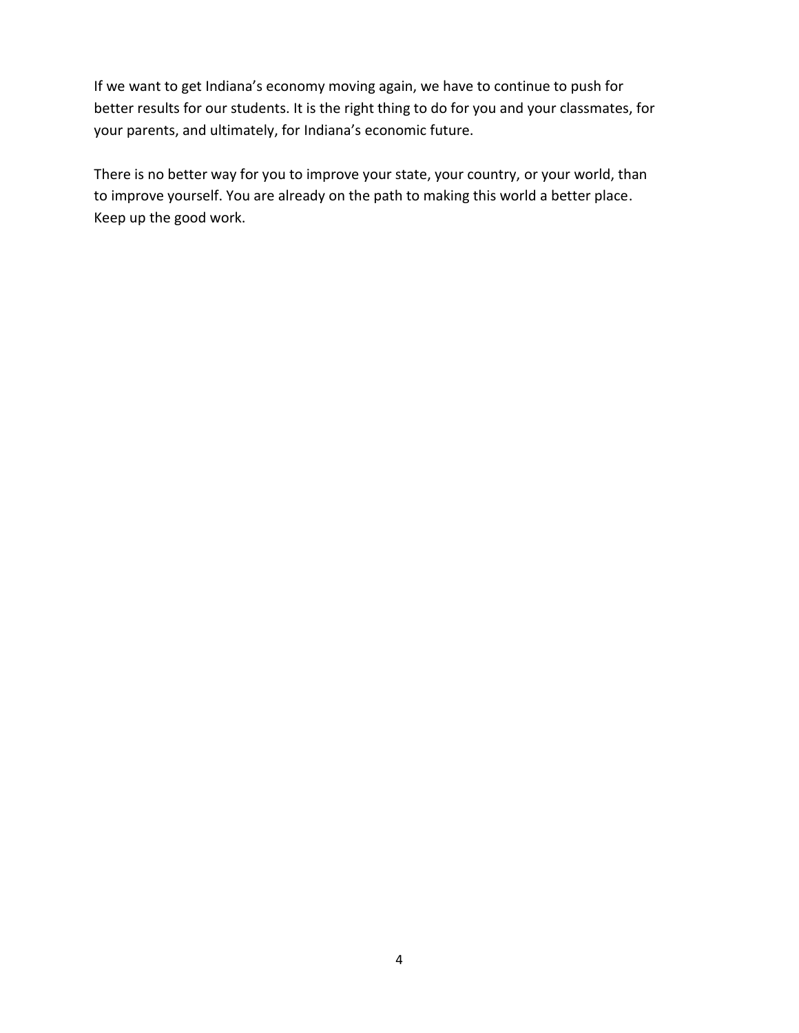If we want to get Indiana's economy moving again, we have to continue to push for better results for our students. It is the right thing to do for you and your classmates, for your parents, and ultimately, for Indiana's economic future.

There is no better way for you to improve your state, your country, or your world, than to improve yourself. You are already on the path to making this world a better place. Keep up the good work.